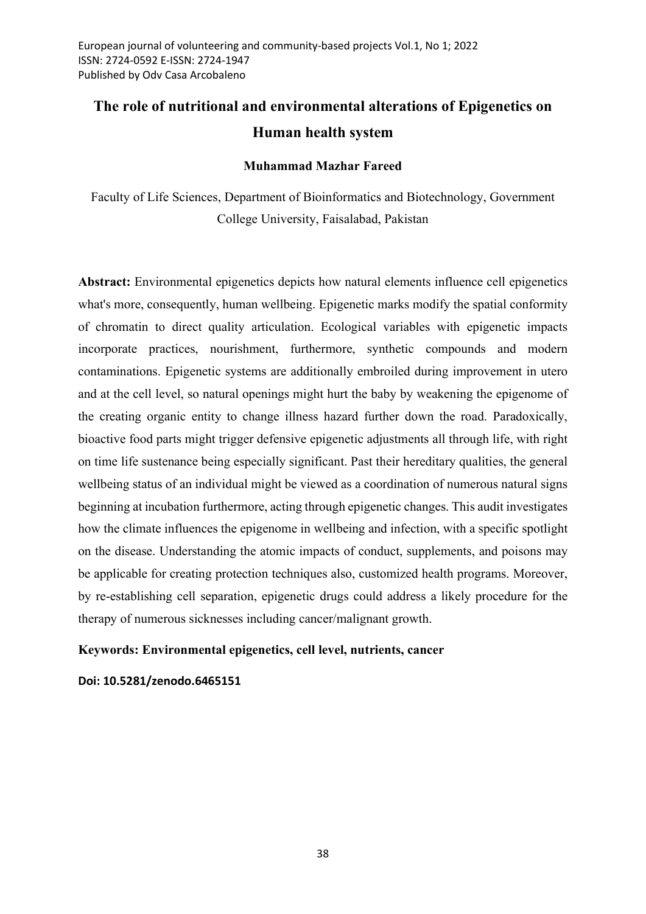European journal of volunteering and community-based projects Vol.1, No 1; 2022
ISSN: 2724-0592 E-ISSN: 2724-1947
Published by Odv Casa Arcobaleno

# The role of nutritional and environmental alterations of Epigenetics on Human health system

**Muhammad Mazhar Fareed**

Faculty of Life Sciences, Department of Bioinformatics and Biotechnology, Government College University, Faisalabad, Pakistan

**Abstract:** Environmental epigenetics depicts how natural elements influence cell epigenetics what's more, consequently, human wellbeing. Epigenetic marks modify the spatial conformity of chromatin to direct quality articulation. Ecological variables with epigenetic impacts incorporate practices, nourishment, furthermore, synthetic compounds and modern contaminations. Epigenetic systems are additionally embroiled during improvement in utero and at the cell level, so natural openings might hurt the baby by weakening the epigenome of the creating organic entity to change illness hazard further down the road. Paradoxically, bioactive food parts might trigger defensive epigenetic adjustments all through life, with right on time life sustenance being especially significant. Past their hereditary qualities, the general wellbeing status of an individual might be viewed as a coordination of numerous natural signs beginning at incubation furthermore, acting through epigenetic changes. This audit investigates how the climate influences the epigenome in wellbeing and infection, with a specific spotlight on the disease. Understanding the atomic impacts of conduct, supplements, and poisons may be applicable for creating protection techniques also, customized health programs. Moreover, by re-establishing cell separation, epigenetic drugs could address a likely procedure for the therapy of numerous sicknesses including cancer/malignant growth.

**Keywords: Environmental epigenetics, cell level, nutrients, cancer**

**Doi: 10.5281/zenodo.6465151**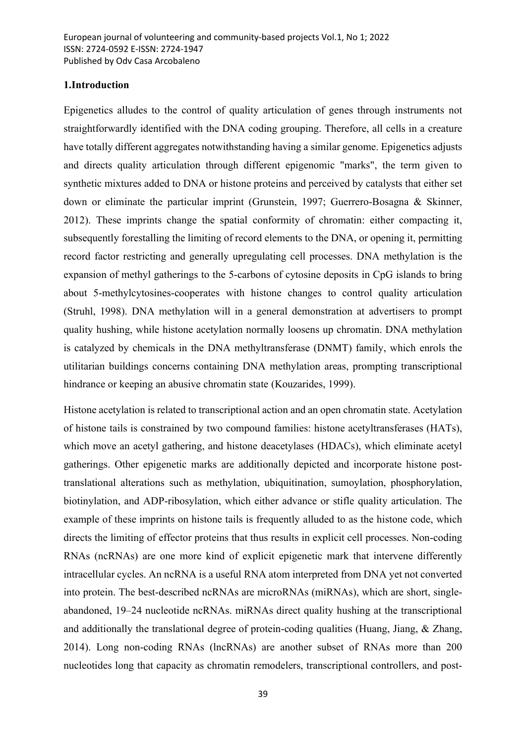## 1.Introduction

Epigenetics alludes to the control of quality articulation of genes through instruments not straightforwardly identified with the DNA coding grouping. Therefore, all cells in a creature have totally different aggregates notwithstanding having a similar genome. Epigenetics adjusts and directs quality articulation through different epigenomic "marks", the term given to synthetic mixtures added to DNA or histone proteins and perceived by catalysts that either set down or eliminate the particular imprint (Grunstein, 1997; Guerrero-Bosagna & Skinner, 2012). These imprints change the spatial conformity of chromatin: either compacting it, subsequently forestalling the limiting of record elements to the DNA, or opening it, permitting record factor restricting and generally upregulating cell processes. DNA methylation is the expansion of methyl gatherings to the 5-carbons of cytosine deposits in CpG islands to bring about 5-methylcytosines-cooperates with histone changes to control quality articulation (Struhl, 1998). DNA methylation will in a general demonstration at advertisers to prompt quality hushing, while histone acetylation normally loosens up chromatin. DNA methylation is catalyzed by chemicals in the DNA methyltransferase (DNMT) family, which enrols the utilitarian buildings concerns containing DNA methylation areas, prompting transcriptional hindrance or keeping an abusive chromatin state (Kouzarides, 1999).

Histone acetylation is related to transcriptional action and an open chromatin state. Acetylation of histone tails is constrained by two compound families: histone acetyltransferases (HATs), which move an acetyl gathering, and histone deacetylases (HDACs), which eliminate acetyl gatherings. Other epigenetic marks are additionally depicted and incorporate histone post-translational alterations such as methylation, ubiquitination, sumoylation, phosphorylation, biotinylation, and ADP-ribosylation, which either advance or stifle quality articulation. The example of these imprints on histone tails is frequently alluded to as the histone code, which directs the limiting of effector proteins that thus results in explicit cell processes. Non-coding RNAs (ncRNAs) are one more kind of explicit epigenetic mark that intervene differently intracellular cycles. An ncRNA is a useful RNA atom interpreted from DNA yet not converted into protein. The best-described ncRNAs are microRNAs (miRNAs), which are short, single-abandoned, 19–24 nucleotide ncRNAs. miRNAs direct quality hushing at the transcriptional and additionally the translational degree of protein-coding qualities (Huang, Jiang, & Zhang, 2014). Long non-coding RNAs (lncRNAs) are another subset of RNAs more than 200 nucleotides long that capacity as chromatin remodelers, transcriptional controllers, and post-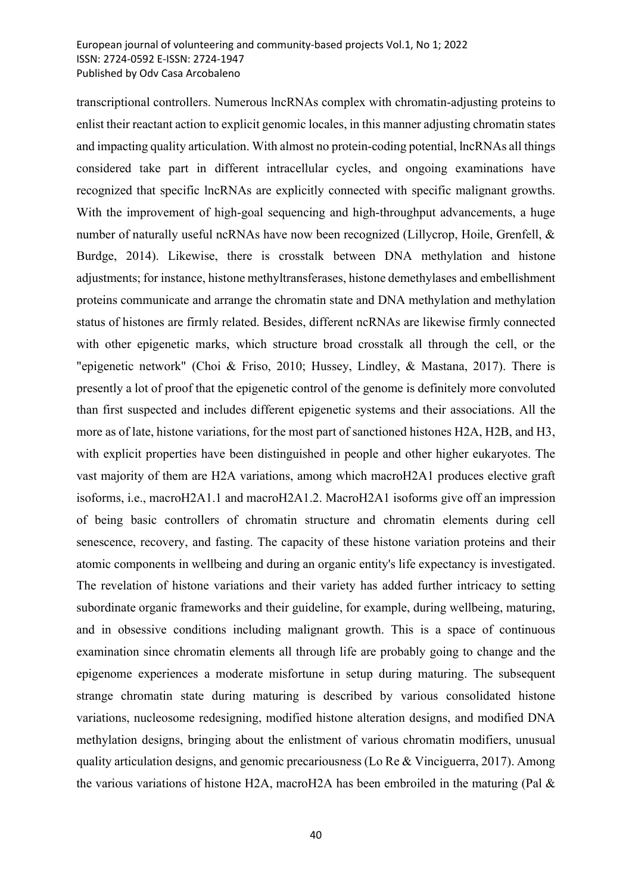transcriptional controllers. Numerous lncRNAs complex with chromatin-adjusting proteins to enlist their reactant action to explicit genomic locales, in this manner adjusting chromatin states and impacting quality articulation. With almost no protein-coding potential, lncRNAs all things considered take part in different intracellular cycles, and ongoing examinations have recognized that specific lncRNAs are explicitly connected with specific malignant growths. With the improvement of high-goal sequencing and high-throughput advancements, a huge number of naturally useful ncRNAs have now been recognized (Lillycrop, Hoile, Grenfell, & Burdge, 2014). Likewise, there is crosstalk between DNA methylation and histone adjustments; for instance, histone methyltransferases, histone demethylases and embellishment proteins communicate and arrange the chromatin state and DNA methylation and methylation status of histones are firmly related. Besides, different ncRNAs are likewise firmly connected with other epigenetic marks, which structure broad crosstalk all through the cell, or the "epigenetic network" (Choi & Friso, 2010; Hussey, Lindley, & Mastana, 2017). There is presently a lot of proof that the epigenetic control of the genome is definitely more convoluted than first suspected and includes different epigenetic systems and their associations. All the more as of late, histone variations, for the most part of sanctioned histones H2A, H2B, and H3, with explicit properties have been distinguished in people and other higher eukaryotes. The vast majority of them are H2A variations, among which macroH2A1 produces elective graft isoforms, i.e., macroH2A1.1 and macroH2A1.2. MacroH2A1 isoforms give off an impression of being basic controllers of chromatin structure and chromatin elements during cell senescence, recovery, and fasting. The capacity of these histone variation proteins and their atomic components in wellbeing and during an organic entity's life expectancy is investigated. The revelation of histone variations and their variety has added further intricacy to setting subordinate organic frameworks and their guideline, for example, during wellbeing, maturing, and in obsessive conditions including malignant growth. This is a space of continuous examination since chromatin elements all through life are probably going to change and the epigenome experiences a moderate misfortune in setup during maturing. The subsequent strange chromatin state during maturing is described by various consolidated histone variations, nucleosome redesigning, modified histone alteration designs, and modified DNA methylation designs, bringing about the enlistment of various chromatin modifiers, unusual quality articulation designs, and genomic precariousness (Lo Re & Vinciguerra, 2017). Among the various variations of histone H2A, macroH2A has been embroiled in the maturing (Pal &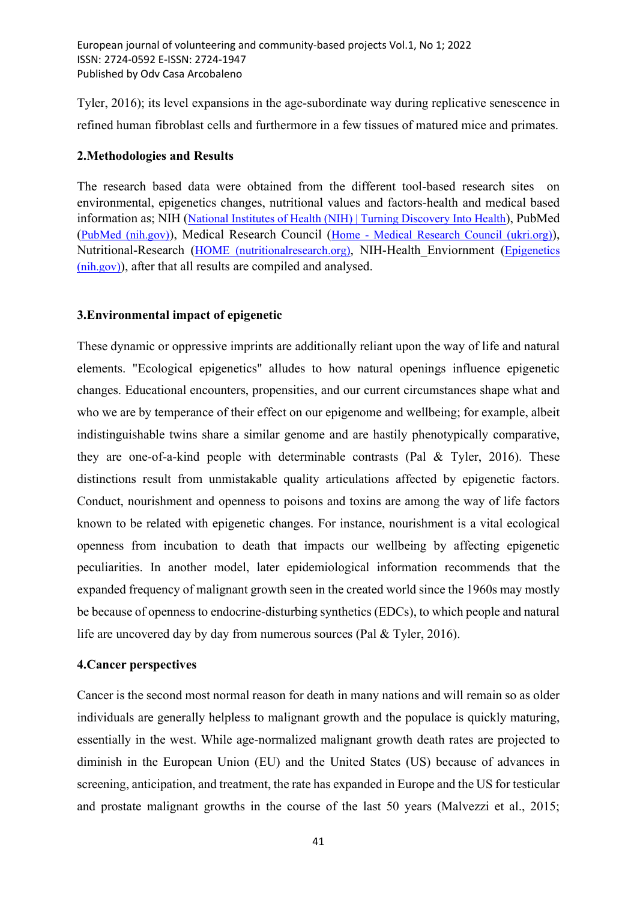Tyler, 2016); its level expansions in the age-subordinate way during replicative senescence in refined human fibroblast cells and furthermore in a few tissues of matured mice and primates.

## 2.Methodologies and Results

The research based data were obtained from the different tool-based research sites on environmental, epigenetics changes, nutritional values and factors-health and medical based information as; NIH (National Institutes of Health (NIH) | Turning Discovery Into Health), PubMed (PubMed (nih.gov)), Medical Research Council (Home - Medical Research Council (ukri.org)), Nutritional-Research (HOME (nutritionalresearch.org), NIH-Health_Enviornment (Epigenetics (nih.gov)), after that all results are compiled and analysed.

## 3.Environmental impact of epigenetic

These dynamic or oppressive imprints are additionally reliant upon the way of life and natural elements. "Ecological epigenetics" alludes to how natural openings influence epigenetic changes. Educational encounters, propensities, and our current circumstances shape what and who we are by temperance of their effect on our epigenome and wellbeing; for example, albeit indistinguishable twins share a similar genome and are hastily phenotypically comparative, they are one-of-a-kind people with determinable contrasts (Pal & Tyler, 2016). These distinctions result from unmistakable quality articulations affected by epigenetic factors. Conduct, nourishment and openness to poisons and toxins are among the way of life factors known to be related with epigenetic changes. For instance, nourishment is a vital ecological openness from incubation to death that impacts our wellbeing by affecting epigenetic peculiarities. In another model, later epidemiological information recommends that the expanded frequency of malignant growth seen in the created world since the 1960s may mostly be because of openness to endocrine-disturbing synthetics (EDCs), to which people and natural life are uncovered day by day from numerous sources (Pal & Tyler, 2016).

## 4.Cancer perspectives

Cancer is the second most normal reason for death in many nations and will remain so as older individuals are generally helpless to malignant growth and the populace is quickly maturing, essentially in the west. While age-normalized malignant growth death rates are projected to diminish in the European Union (EU) and the United States (US) because of advances in screening, anticipation, and treatment, the rate has expanded in Europe and the US for testicular and prostate malignant growths in the course of the last 50 years (Malvezzi et al., 2015;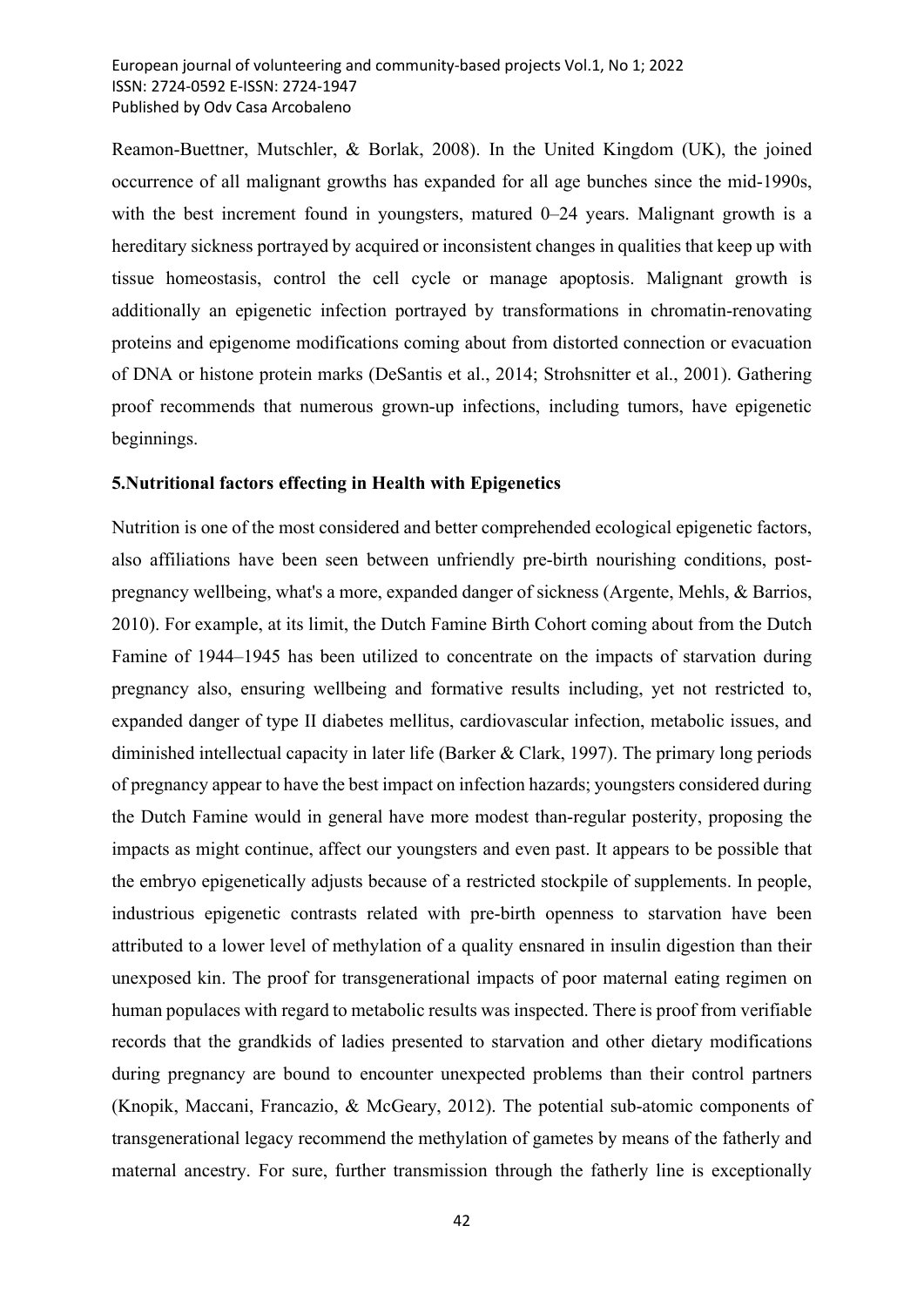Reamon-Buettner, Mutschler, & Borlak, 2008). In the United Kingdom (UK), the joined occurrence of all malignant growths has expanded for all age bunches since the mid-1990s, with the best increment found in youngsters, matured 0–24 years. Malignant growth is a hereditary sickness portrayed by acquired or inconsistent changes in qualities that keep up with tissue homeostasis, control the cell cycle or manage apoptosis. Malignant growth is additionally an epigenetic infection portrayed by transformations in chromatin-renovating proteins and epigenome modifications coming about from distorted connection or evacuation of DNA or histone protein marks (DeSantis et al., 2014; Strohsnitter et al., 2001). Gathering proof recommends that numerous grown-up infections, including tumors, have epigenetic beginnings.

## 5.Nutritional factors effecting in Health with Epigenetics

Nutrition is one of the most considered and better comprehended ecological epigenetic factors, also affiliations have been seen between unfriendly pre-birth nourishing conditions, post-pregnancy wellbeing, what's a more, expanded danger of sickness (Argente, Mehls, & Barrios, 2010). For example, at its limit, the Dutch Famine Birth Cohort coming about from the Dutch Famine of 1944–1945 has been utilized to concentrate on the impacts of starvation during pregnancy also, ensuring wellbeing and formative results including, yet not restricted to, expanded danger of type II diabetes mellitus, cardiovascular infection, metabolic issues, and diminished intellectual capacity in later life (Barker & Clark, 1997). The primary long periods of pregnancy appear to have the best impact on infection hazards; youngsters considered during the Dutch Famine would in general have more modest than-regular posterity, proposing the impacts as might continue, affect our youngsters and even past. It appears to be possible that the embryo epigenetically adjusts because of a restricted stockpile of supplements. In people, industrious epigenetic contrasts related with pre-birth openness to starvation have been attributed to a lower level of methylation of a quality ensnared in insulin digestion than their unexposed kin. The proof for transgenerational impacts of poor maternal eating regimen on human populaces with regard to metabolic results was inspected. There is proof from verifiable records that the grandkids of ladies presented to starvation and other dietary modifications during pregnancy are bound to encounter unexpected problems than their control partners (Knopik, Maccani, Francazio, & McGeary, 2012). The potential sub-atomic components of transgenerational legacy recommend the methylation of gametes by means of the fatherly and maternal ancestry. For sure, further transmission through the fatherly line is exceptionally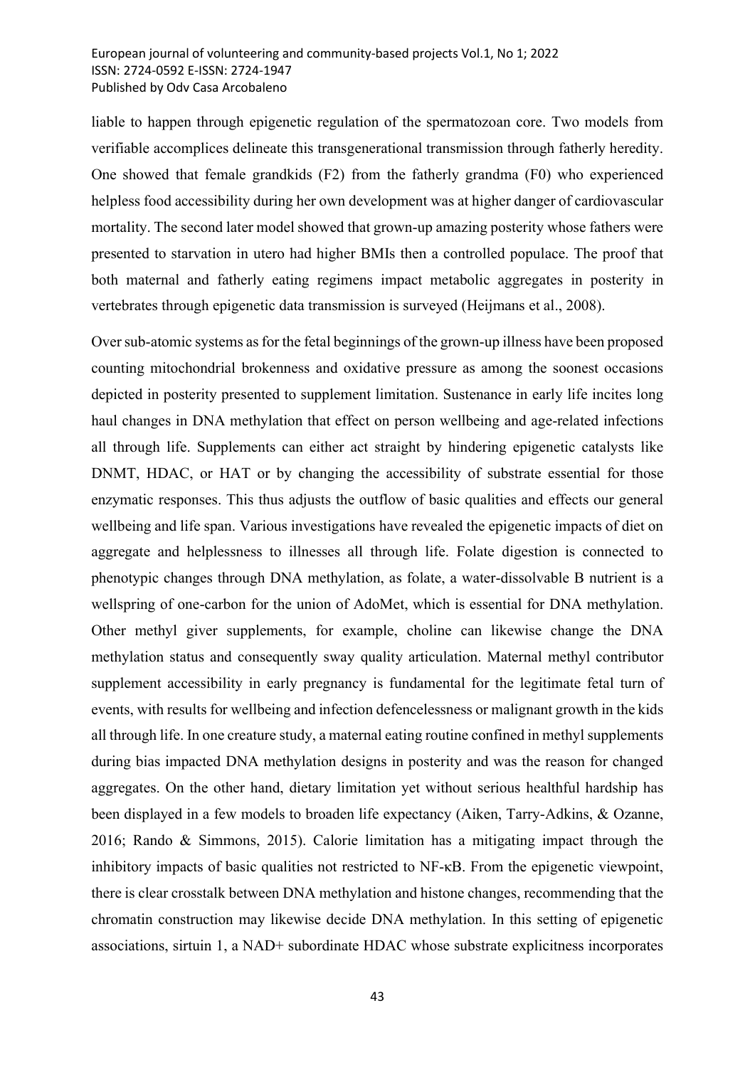liable to happen through epigenetic regulation of the spermatozoan core. Two models from verifiable accomplices delineate this transgenerational transmission through fatherly heredity. One showed that female grandkids (F2) from the fatherly grandma (F0) who experienced helpless food accessibility during her own development was at higher danger of cardiovascular mortality. The second later model showed that grown-up amazing posterity whose fathers were presented to starvation in utero had higher BMIs then a controlled populace. The proof that both maternal and fatherly eating regimens impact metabolic aggregates in posterity in vertebrates through epigenetic data transmission is surveyed (Heijmans et al., 2008).

Over sub-atomic systems as for the fetal beginnings of the grown-up illness have been proposed counting mitochondrial brokenness and oxidative pressure as among the soonest occasions depicted in posterity presented to supplement limitation. Sustenance in early life incites long haul changes in DNA methylation that effect on person wellbeing and age-related infections all through life. Supplements can either act straight by hindering epigenetic catalysts like DNMT, HDAC, or HAT or by changing the accessibility of substrate essential for those enzymatic responses. This thus adjusts the outflow of basic qualities and effects our general wellbeing and life span. Various investigations have revealed the epigenetic impacts of diet on aggregate and helplessness to illnesses all through life. Folate digestion is connected to phenotypic changes through DNA methylation, as folate, a water-dissolvable B nutrient is a wellspring of one-carbon for the union of AdoMet, which is essential for DNA methylation. Other methyl giver supplements, for example, choline can likewise change the DNA methylation status and consequently sway quality articulation. Maternal methyl contributor supplement accessibility in early pregnancy is fundamental for the legitimate fetal turn of events, with results for wellbeing and infection defencelessness or malignant growth in the kids all through life. In one creature study, a maternal eating routine confined in methyl supplements during bias impacted DNA methylation designs in posterity and was the reason for changed aggregates. On the other hand, dietary limitation yet without serious healthful hardship has been displayed in a few models to broaden life expectancy (Aiken, Tarry-Adkins, & Ozanne, 2016; Rando & Simmons, 2015). Calorie limitation has a mitigating impact through the inhibitory impacts of basic qualities not restricted to NF-κB. From the epigenetic viewpoint, there is clear crosstalk between DNA methylation and histone changes, recommending that the chromatin construction may likewise decide DNA methylation. In this setting of epigenetic associations, sirtuin 1, a NAD+ subordinate HDAC whose substrate explicitness incorporates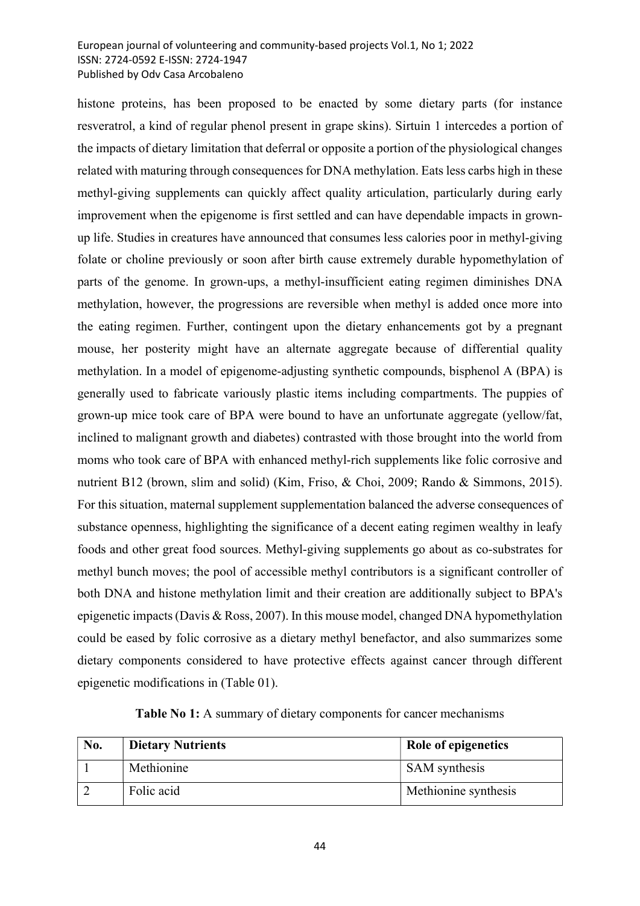histone proteins, has been proposed to be enacted by some dietary parts (for instance resveratrol, a kind of regular phenol present in grape skins). Sirtuin 1 intercedes a portion of the impacts of dietary limitation that deferral or opposite a portion of the physiological changes related with maturing through consequences for DNA methylation. Eats less carbs high in these methyl-giving supplements can quickly affect quality articulation, particularly during early improvement when the epigenome is first settled and can have dependable impacts in grown-up life. Studies in creatures have announced that consumes less calories poor in methyl-giving folate or choline previously or soon after birth cause extremely durable hypomethylation of parts of the genome. In grown-ups, a methyl-insufficient eating regimen diminishes DNA methylation, however, the progressions are reversible when methyl is added once more into the eating regimen. Further, contingent upon the dietary enhancements got by a pregnant mouse, her posterity might have an alternate aggregate because of differential quality methylation. In a model of epigenome-adjusting synthetic compounds, bisphenol A (BPA) is generally used to fabricate variously plastic items including compartments. The puppies of grown-up mice took care of BPA were bound to have an unfortunate aggregate (yellow/fat, inclined to malignant growth and diabetes) contrasted with those brought into the world from moms who took care of BPA with enhanced methyl-rich supplements like folic corrosive and nutrient B12 (brown, slim and solid) (Kim, Friso, & Choi, 2009; Rando & Simmons, 2015). For this situation, maternal supplement supplementation balanced the adverse consequences of substance openness, highlighting the significance of a decent eating regimen wealthy in leafy foods and other great food sources. Methyl-giving supplements go about as co-substrates for methyl bunch moves; the pool of accessible methyl contributors is a significant controller of both DNA and histone methylation limit and their creation are additionally subject to BPA's epigenetic impacts (Davis & Ross, 2007). In this mouse model, changed DNA hypomethylation could be eased by folic corrosive as a dietary methyl benefactor, and also summarizes some dietary components considered to have protective effects against cancer through different epigenetic modifications in (Table 01).

**Table No 1:** A summary of dietary components for cancer mechanisms

| No. | Dietary Nutrients | Role of epigenetics |
|---|---|---|
| 1 | Methionine | SAM synthesis |
| 2 | Folic acid | Methionine synthesis |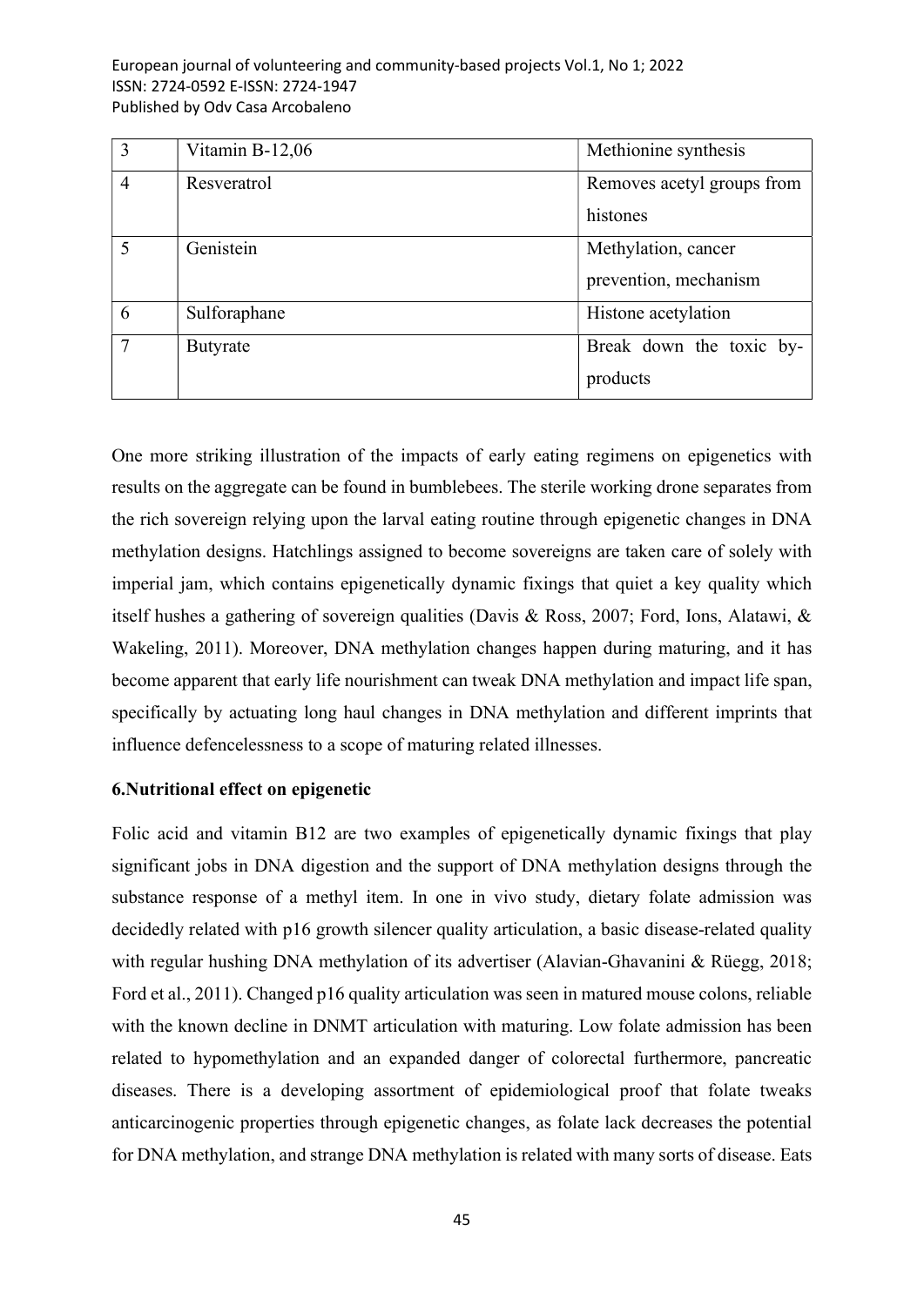| 3 | Vitamin B-12,06 | Methionine synthesis |
|---|---|---|
| 4 | Resveratrol | Removes acetyl groups from histones |
| 5 | Genistein | Methylation, cancer prevention, mechanism |
| 6 | Sulforaphane | Histone acetylation |
| 7 | Butyrate | Break down the toxic by-products |

One more striking illustration of the impacts of early eating regimens on epigenetics with results on the aggregate can be found in bumblebees. The sterile working drone separates from the rich sovereign relying upon the larval eating routine through epigenetic changes in DNA methylation designs. Hatchlings assigned to become sovereigns are taken care of solely with imperial jam, which contains epigenetically dynamic fixings that quiet a key quality which itself hushes a gathering of sovereign qualities (Davis & Ross, 2007; Ford, Ions, Alatawi, & Wakeling, 2011). Moreover, DNA methylation changes happen during maturing, and it has become apparent that early life nourishment can tweak DNA methylation and impact life span, specifically by actuating long haul changes in DNA methylation and different imprints that influence defencelessness to a scope of maturing related illnesses.

## 6.Nutritional effect on epigenetic

Folic acid and vitamin B12 are two examples of epigenetically dynamic fixings that play significant jobs in DNA digestion and the support of DNA methylation designs through the substance response of a methyl item. In one in vivo study, dietary folate admission was decidedly related with p16 growth silencer quality articulation, a basic disease-related quality with regular hushing DNA methylation of its advertiser (Alavian-Ghavanini & Rüegg, 2018; Ford et al., 2011). Changed p16 quality articulation was seen in matured mouse colons, reliable with the known decline in DNMT articulation with maturing. Low folate admission has been related to hypomethylation and an expanded danger of colorectal furthermore, pancreatic diseases. There is a developing assortment of epidemiological proof that folate tweaks anticarcinogenic properties through epigenetic changes, as folate lack decreases the potential for DNA methylation, and strange DNA methylation is related with many sorts of disease. Eats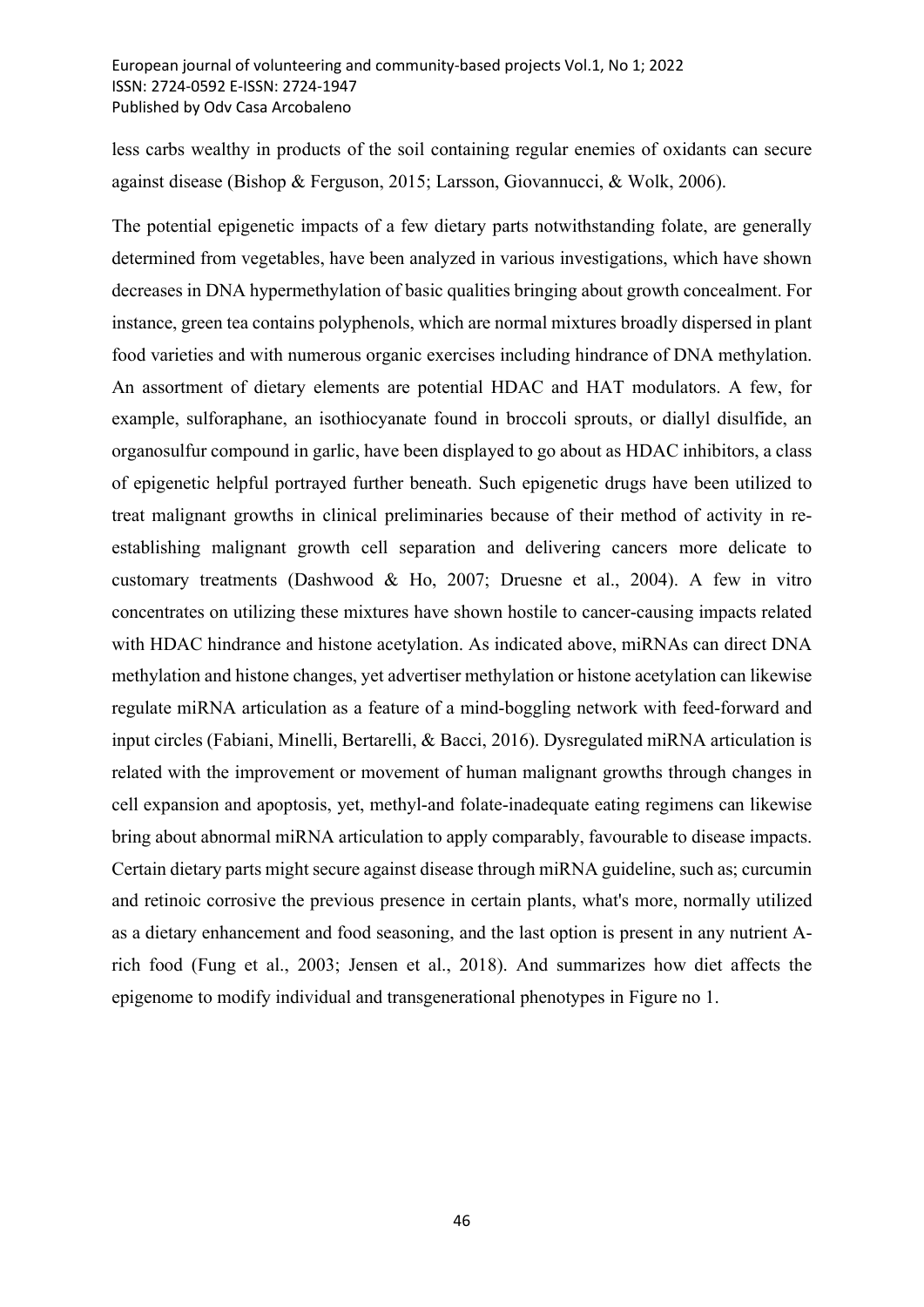less carbs wealthy in products of the soil containing regular enemies of oxidants can secure against disease (Bishop & Ferguson, 2015; Larsson, Giovannucci, & Wolk, 2006).

The potential epigenetic impacts of a few dietary parts notwithstanding folate, are generally determined from vegetables, have been analyzed in various investigations, which have shown decreases in DNA hypermethylation of basic qualities bringing about growth concealment. For instance, green tea contains polyphenols, which are normal mixtures broadly dispersed in plant food varieties and with numerous organic exercises including hindrance of DNA methylation. An assortment of dietary elements are potential HDAC and HAT modulators. A few, for example, sulforaphane, an isothiocyanate found in broccoli sprouts, or diallyl disulfide, an organosulfur compound in garlic, have been displayed to go about as HDAC inhibitors, a class of epigenetic helpful portrayed further beneath. Such epigenetic drugs have been utilized to treat malignant growths in clinical preliminaries because of their method of activity in re-establishing malignant growth cell separation and delivering cancers more delicate to customary treatments (Dashwood & Ho, 2007; Druesne et al., 2004). A few in vitro concentrates on utilizing these mixtures have shown hostile to cancer-causing impacts related with HDAC hindrance and histone acetylation. As indicated above, miRNAs can direct DNA methylation and histone changes, yet advertiser methylation or histone acetylation can likewise regulate miRNA articulation as a feature of a mind-boggling network with feed-forward and input circles (Fabiani, Minelli, Bertarelli, & Bacci, 2016). Dysregulated miRNA articulation is related with the improvement or movement of human malignant growths through changes in cell expansion and apoptosis, yet, methyl-and folate-inadequate eating regimens can likewise bring about abnormal miRNA articulation to apply comparably, favourable to disease impacts. Certain dietary parts might secure against disease through miRNA guideline, such as; curcumin and retinoic corrosive the previous presence in certain plants, what's more, normally utilized as a dietary enhancement and food seasoning, and the last option is present in any nutrient A-rich food (Fung et al., 2003; Jensen et al., 2018). And summarizes how diet affects the epigenome to modify individual and transgenerational phenotypes in Figure no 1.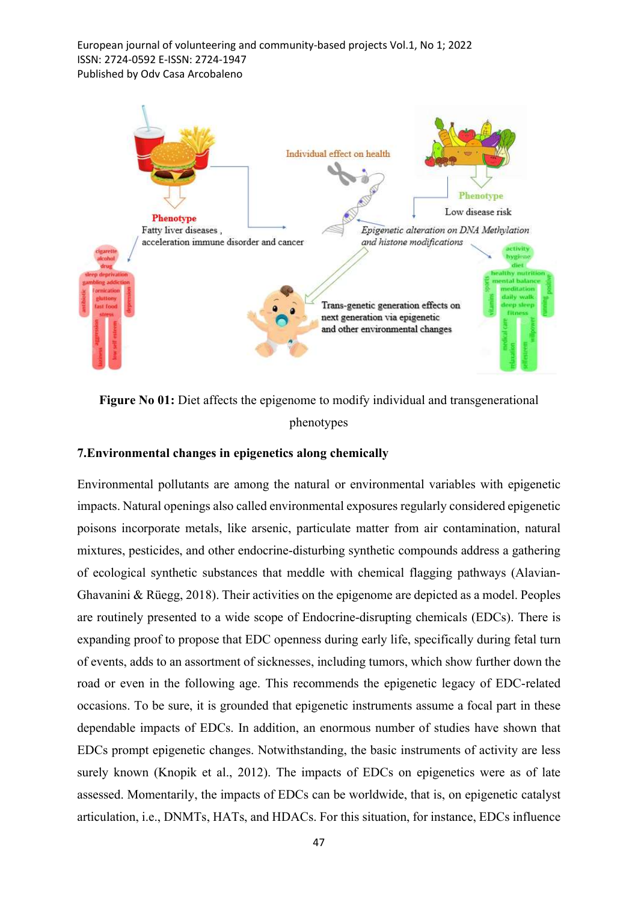**Figure No 01:** Diet affects the epigenome to modify individual and transgenerational phenotypes

### 7.Environmental changes in epigenetics along chemically

Environmental pollutants are among the natural or environmental variables with epigenetic impacts. Natural openings also called environmental exposures regularly considered epigenetic poisons incorporate metals, like arsenic, particulate matter from air contamination, natural mixtures, pesticides, and other endocrine-disturbing synthetic compounds address a gathering of ecological synthetic substances that meddle with chemical flagging pathways (Alavian-Ghavanini & Rüegg, 2018). Their activities on the epigenome are depicted as a model. Peoples are routinely presented to a wide scope of Endocrine-disrupting chemicals (EDCs). There is expanding proof to propose that EDC openness during early life, specifically during fetal turn of events, adds to an assortment of sicknesses, including tumors, which show further down the road or even in the following age. This recommends the epigenetic legacy of EDC-related occasions. To be sure, it is grounded that epigenetic instruments assume a focal part in these dependable impacts of EDCs. In addition, an enormous number of studies have shown that EDCs prompt epigenetic changes. Notwithstanding, the basic instruments of activity are less surely known (Knopik et al., 2012). The impacts of EDCs on epigenetics were as of late assessed. Momentarily, the impacts of EDCs can be worldwide, that is, on epigenetic catalyst articulation, i.e., DNMTs, HATs, and HDACs. For this situation, for instance, EDCs influence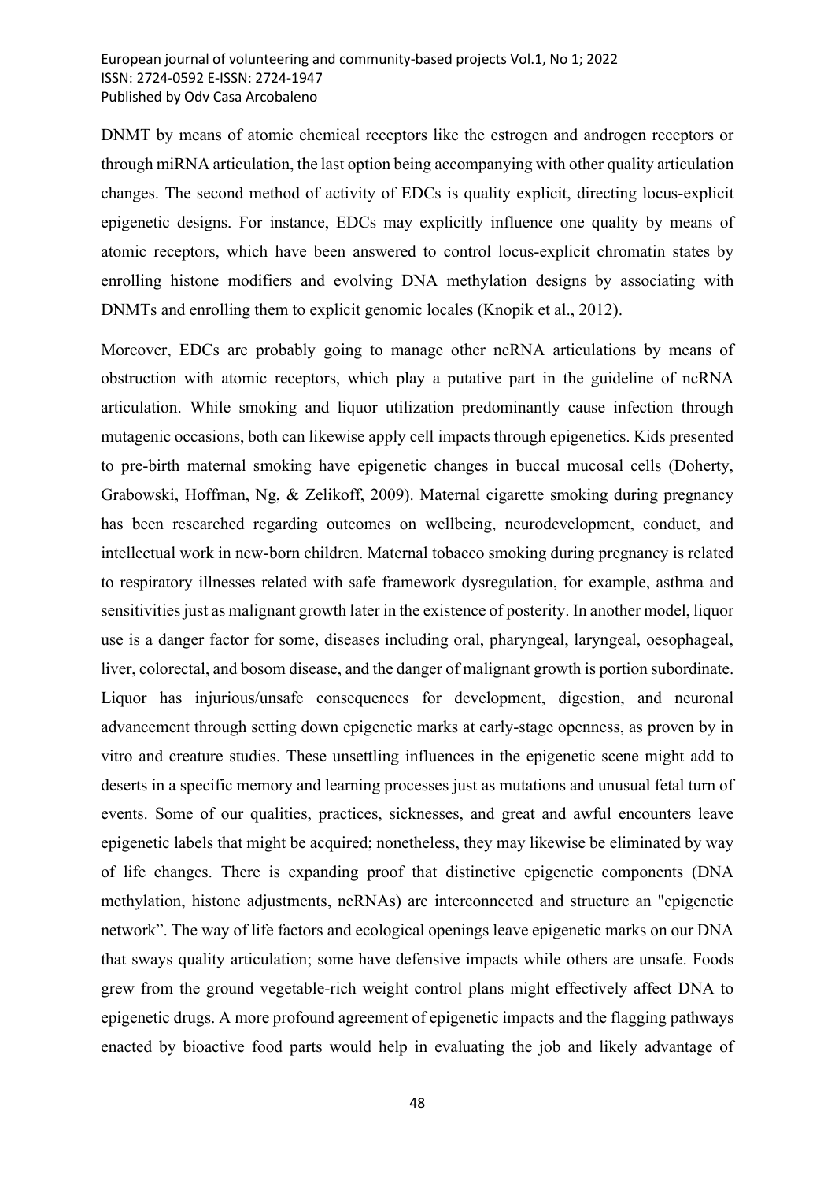DNMT by means of atomic chemical receptors like the estrogen and androgen receptors or through miRNA articulation, the last option being accompanying with other quality articulation changes. The second method of activity of EDCs is quality explicit, directing locus-explicit epigenetic designs. For instance, EDCs may explicitly influence one quality by means of atomic receptors, which have been answered to control locus-explicit chromatin states by enrolling histone modifiers and evolving DNA methylation designs by associating with DNMTs and enrolling them to explicit genomic locales (Knopik et al., 2012).

Moreover, EDCs are probably going to manage other ncRNA articulations by means of obstruction with atomic receptors, which play a putative part in the guideline of ncRNA articulation. While smoking and liquor utilization predominantly cause infection through mutagenic occasions, both can likewise apply cell impacts through epigenetics. Kids presented to pre-birth maternal smoking have epigenetic changes in buccal mucosal cells (Doherty, Grabowski, Hoffman, Ng, & Zelikoff, 2009). Maternal cigarette smoking during pregnancy has been researched regarding outcomes on wellbeing, neurodevelopment, conduct, and intellectual work in new-born children. Maternal tobacco smoking during pregnancy is related to respiratory illnesses related with safe framework dysregulation, for example, asthma and sensitivities just as malignant growth later in the existence of posterity. In another model, liquor use is a danger factor for some, diseases including oral, pharyngeal, laryngeal, oesophageal, liver, colorectal, and bosom disease, and the danger of malignant growth is portion subordinate. Liquor has injurious/unsafe consequences for development, digestion, and neuronal advancement through setting down epigenetic marks at early-stage openness, as proven by in vitro and creature studies. These unsettling influences in the epigenetic scene might add to deserts in a specific memory and learning processes just as mutations and unusual fetal turn of events. Some of our qualities, practices, sicknesses, and great and awful encounters leave epigenetic labels that might be acquired; nonetheless, they may likewise be eliminated by way of life changes. There is expanding proof that distinctive epigenetic components (DNA methylation, histone adjustments, ncRNAs) are interconnected and structure an "epigenetic network". The way of life factors and ecological openings leave epigenetic marks on our DNA that sways quality articulation; some have defensive impacts while others are unsafe. Foods grew from the ground vegetable-rich weight control plans might effectively affect DNA to epigenetic drugs. A more profound agreement of epigenetic impacts and the flagging pathways enacted by bioactive food parts would help in evaluating the job and likely advantage of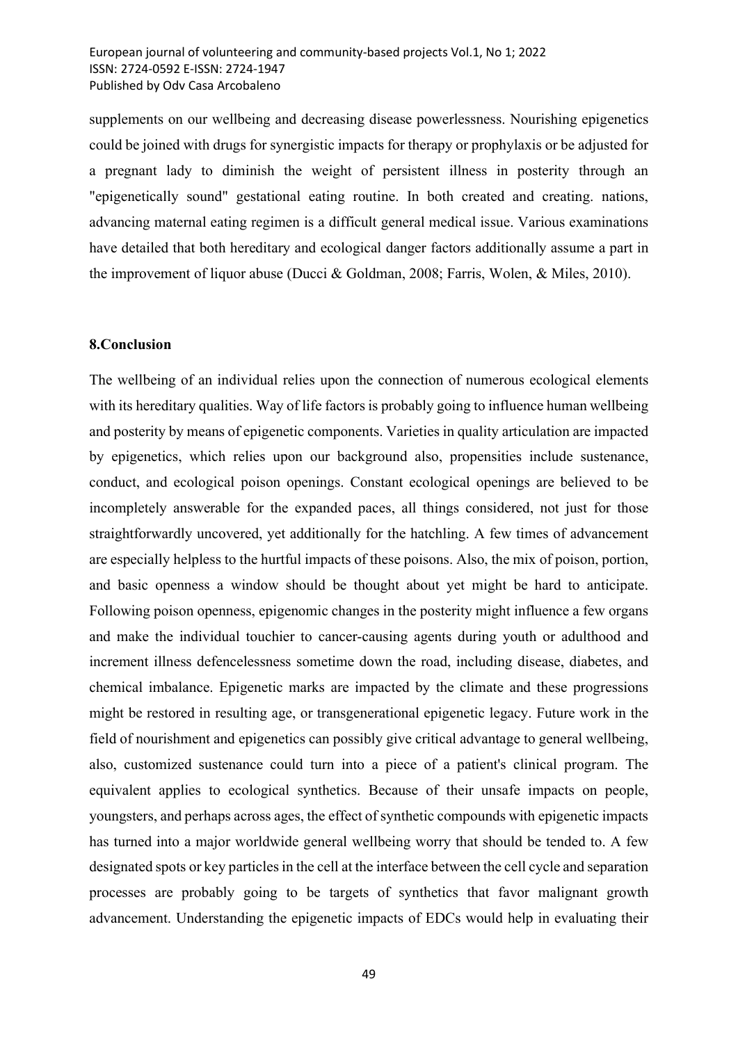supplements on our wellbeing and decreasing disease powerlessness. Nourishing epigenetics could be joined with drugs for synergistic impacts for therapy or prophylaxis or be adjusted for a pregnant lady to diminish the weight of persistent illness in posterity through an "epigenetically sound" gestational eating routine. In both created and creating. nations, advancing maternal eating regimen is a difficult general medical issue. Various examinations have detailed that both hereditary and ecological danger factors additionally assume a part in the improvement of liquor abuse (Ducci & Goldman, 2008; Farris, Wolen, & Miles, 2010).

## 8.Conclusion

The wellbeing of an individual relies upon the connection of numerous ecological elements with its hereditary qualities. Way of life factors is probably going to influence human wellbeing and posterity by means of epigenetic components. Varieties in quality articulation are impacted by epigenetics, which relies upon our background also, propensities include sustenance, conduct, and ecological poison openings. Constant ecological openings are believed to be incompletely answerable for the expanded paces, all things considered, not just for those straightforwardly uncovered, yet additionally for the hatchling. A few times of advancement are especially helpless to the hurtful impacts of these poisons. Also, the mix of poison, portion, and basic openness a window should be thought about yet might be hard to anticipate. Following poison openness, epigenomic changes in the posterity might influence a few organs and make the individual touchier to cancer-causing agents during youth or adulthood and increment illness defencelessness sometime down the road, including disease, diabetes, and chemical imbalance. Epigenetic marks are impacted by the climate and these progressions might be restored in resulting age, or transgenerational epigenetic legacy. Future work in the field of nourishment and epigenetics can possibly give critical advantage to general wellbeing, also, customized sustenance could turn into a piece of a patient's clinical program. The equivalent applies to ecological synthetics. Because of their unsafe impacts on people, youngsters, and perhaps across ages, the effect of synthetic compounds with epigenetic impacts has turned into a major worldwide general wellbeing worry that should be tended to. A few designated spots or key particles in the cell at the interface between the cell cycle and separation processes are probably going to be targets of synthetics that favor malignant growth advancement. Understanding the epigenetic impacts of EDCs would help in evaluating their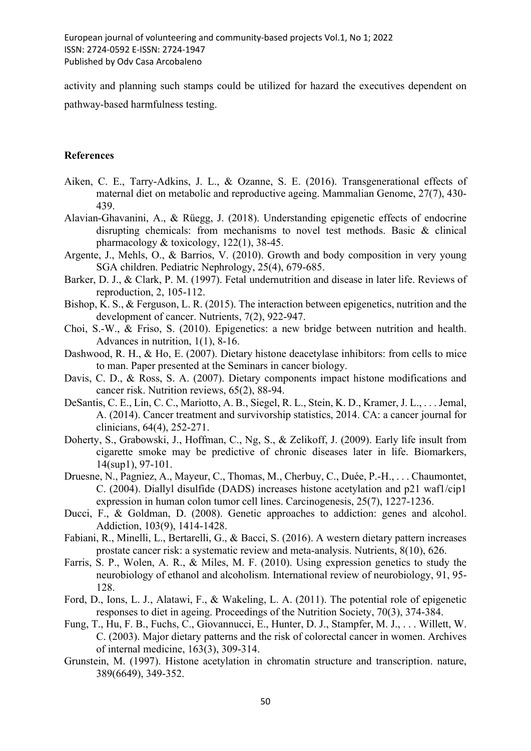activity and planning such stamps could be utilized for hazard the executives dependent on pathway-based harmfulness testing.

## References

Aiken, C. E., Tarry-Adkins, J. L., & Ozanne, S. E. (2016). Transgenerational effects of maternal diet on metabolic and reproductive ageing. Mammalian Genome, 27(7), 430-439.

Alavian-Ghavanini, A., & Rüegg, J. (2018). Understanding epigenetic effects of endocrine disrupting chemicals: from mechanisms to novel test methods. Basic & clinical pharmacology & toxicology, 122(1), 38-45.

Argente, J., Mehls, O., & Barrios, V. (2010). Growth and body composition in very young SGA children. Pediatric Nephrology, 25(4), 679-685.

Barker, D. J., & Clark, P. M. (1997). Fetal undernutrition and disease in later life. Reviews of reproduction, 2, 105-112.

Bishop, K. S., & Ferguson, L. R. (2015). The interaction between epigenetics, nutrition and the development of cancer. Nutrients, 7(2), 922-947.

Choi, S.-W., & Friso, S. (2010). Epigenetics: a new bridge between nutrition and health. Advances in nutrition, 1(1), 8-16.

Dashwood, R. H., & Ho, E. (2007). Dietary histone deacetylase inhibitors: from cells to mice to man. Paper presented at the Seminars in cancer biology.

Davis, C. D., & Ross, S. A. (2007). Dietary components impact histone modifications and cancer risk. Nutrition reviews, 65(2), 88-94.

DeSantis, C. E., Lin, C. C., Mariotto, A. B., Siegel, R. L., Stein, K. D., Kramer, J. L., . . . Jemal, A. (2014). Cancer treatment and survivorship statistics, 2014. CA: a cancer journal for clinicians, 64(4), 252-271.

Doherty, S., Grabowski, J., Hoffman, C., Ng, S., & Zelikoff, J. (2009). Early life insult from cigarette smoke may be predictive of chronic diseases later in life. Biomarkers, 14(sup1), 97-101.

Druesne, N., Pagniez, A., Mayeur, C., Thomas, M., Cherbuy, C., Duée, P.-H., . . . Chaumontet, C. (2004). Diallyl disulfide (DADS) increases histone acetylation and p21 waf1/cip1 expression in human colon tumor cell lines. Carcinogenesis, 25(7), 1227-1236.

Ducci, F., & Goldman, D. (2008). Genetic approaches to addiction: genes and alcohol. Addiction, 103(9), 1414-1428.

Fabiani, R., Minelli, L., Bertarelli, G., & Bacci, S. (2016). A western dietary pattern increases prostate cancer risk: a systematic review and meta-analysis. Nutrients, 8(10), 626.

Farris, S. P., Wolen, A. R., & Miles, M. F. (2010). Using expression genetics to study the neurobiology of ethanol and alcoholism. International review of neurobiology, 91, 95-128.

Ford, D., Ions, L. J., Alatawi, F., & Wakeling, L. A. (2011). The potential role of epigenetic responses to diet in ageing. Proceedings of the Nutrition Society, 70(3), 374-384.

Fung, T., Hu, F. B., Fuchs, C., Giovannucci, E., Hunter, D. J., Stampfer, M. J., . . . Willett, W. C. (2003). Major dietary patterns and the risk of colorectal cancer in women. Archives of internal medicine, 163(3), 309-314.

Grunstein, M. (1997). Histone acetylation in chromatin structure and transcription. nature, 389(6649), 349-352.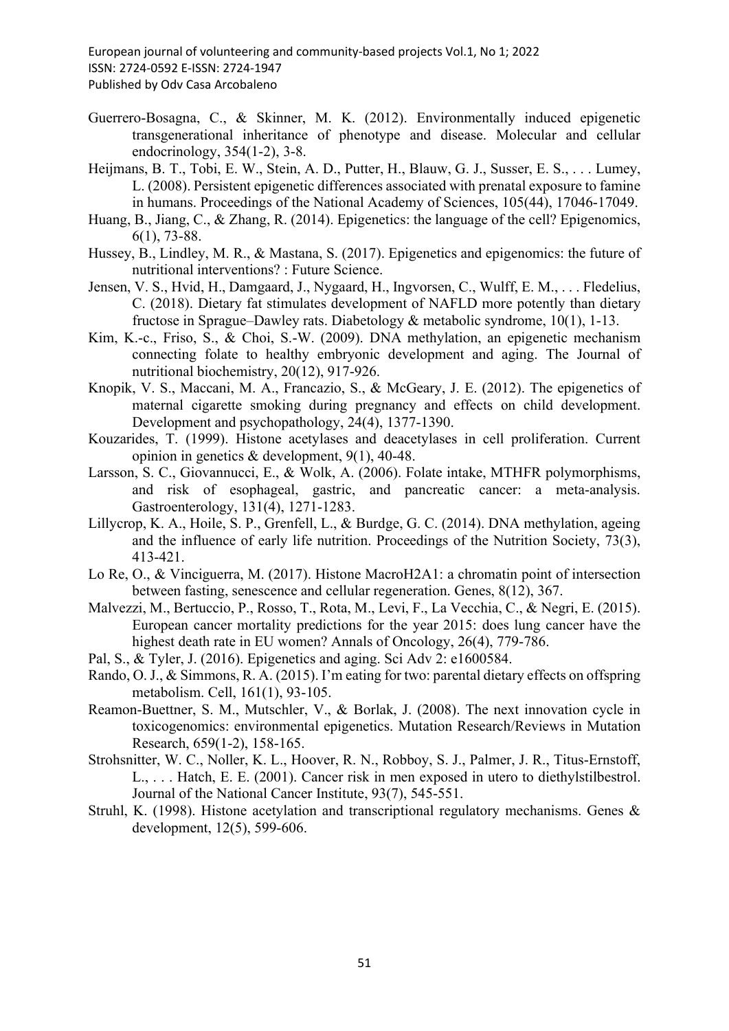Guerrero-Bosagna, C., & Skinner, M. K. (2012). Environmentally induced epigenetic transgenerational inheritance of phenotype and disease. Molecular and cellular endocrinology, 354(1-2), 3-8.

Heijmans, B. T., Tobi, E. W., Stein, A. D., Putter, H., Blauw, G. J., Susser, E. S., . . . Lumey, L. (2008). Persistent epigenetic differences associated with prenatal exposure to famine in humans. Proceedings of the National Academy of Sciences, 105(44), 17046-17049.

Huang, B., Jiang, C., & Zhang, R. (2014). Epigenetics: the language of the cell? Epigenomics, 6(1), 73-88.

Hussey, B., Lindley, M. R., & Mastana, S. (2017). Epigenetics and epigenomics: the future of nutritional interventions? : Future Science.

Jensen, V. S., Hvid, H., Damgaard, J., Nygaard, H., Ingvorsen, C., Wulff, E. M., . . . Fledelius, C. (2018). Dietary fat stimulates development of NAFLD more potently than dietary fructose in Sprague–Dawley rats. Diabetology & metabolic syndrome, 10(1), 1-13.

Kim, K.-c., Friso, S., & Choi, S.-W. (2009). DNA methylation, an epigenetic mechanism connecting folate to healthy embryonic development and aging. The Journal of nutritional biochemistry, 20(12), 917-926.

Knopik, V. S., Maccani, M. A., Francazio, S., & McGeary, J. E. (2012). The epigenetics of maternal cigarette smoking during pregnancy and effects on child development. Development and psychopathology, 24(4), 1377-1390.

Kouzarides, T. (1999). Histone acetylases and deacetylases in cell proliferation. Current opinion in genetics & development, 9(1), 40-48.

Larsson, S. C., Giovannucci, E., & Wolk, A. (2006). Folate intake, MTHFR polymorphisms, and risk of esophageal, gastric, and pancreatic cancer: a meta-analysis. Gastroenterology, 131(4), 1271-1283.

Lillycrop, K. A., Hoile, S. P., Grenfell, L., & Burdge, G. C. (2014). DNA methylation, ageing and the influence of early life nutrition. Proceedings of the Nutrition Society, 73(3), 413-421.

Lo Re, O., & Vinciguerra, M. (2017). Histone MacroH2A1: a chromatin point of intersection between fasting, senescence and cellular regeneration. Genes, 8(12), 367.

Malvezzi, M., Bertuccio, P., Rosso, T., Rota, M., Levi, F., La Vecchia, C., & Negri, E. (2015). European cancer mortality predictions for the year 2015: does lung cancer have the highest death rate in EU women? Annals of Oncology, 26(4), 779-786.

Pal, S., & Tyler, J. (2016). Epigenetics and aging. Sci Adv 2: e1600584.

Rando, O. J., & Simmons, R. A. (2015). I'm eating for two: parental dietary effects on offspring metabolism. Cell, 161(1), 93-105.

Reamon-Buettner, S. M., Mutschler, V., & Borlak, J. (2008). The next innovation cycle in toxicogenomics: environmental epigenetics. Mutation Research/Reviews in Mutation Research, 659(1-2), 158-165.

Strohsnitter, W. C., Noller, K. L., Hoover, R. N., Robboy, S. J., Palmer, J. R., Titus-Ernstoff, L., . . . Hatch, E. E. (2001). Cancer risk in men exposed in utero to diethylstilbestrol. Journal of the National Cancer Institute, 93(7), 545-551.

Struhl, K. (1998). Histone acetylation and transcriptional regulatory mechanisms. Genes & development, 12(5), 599-606.